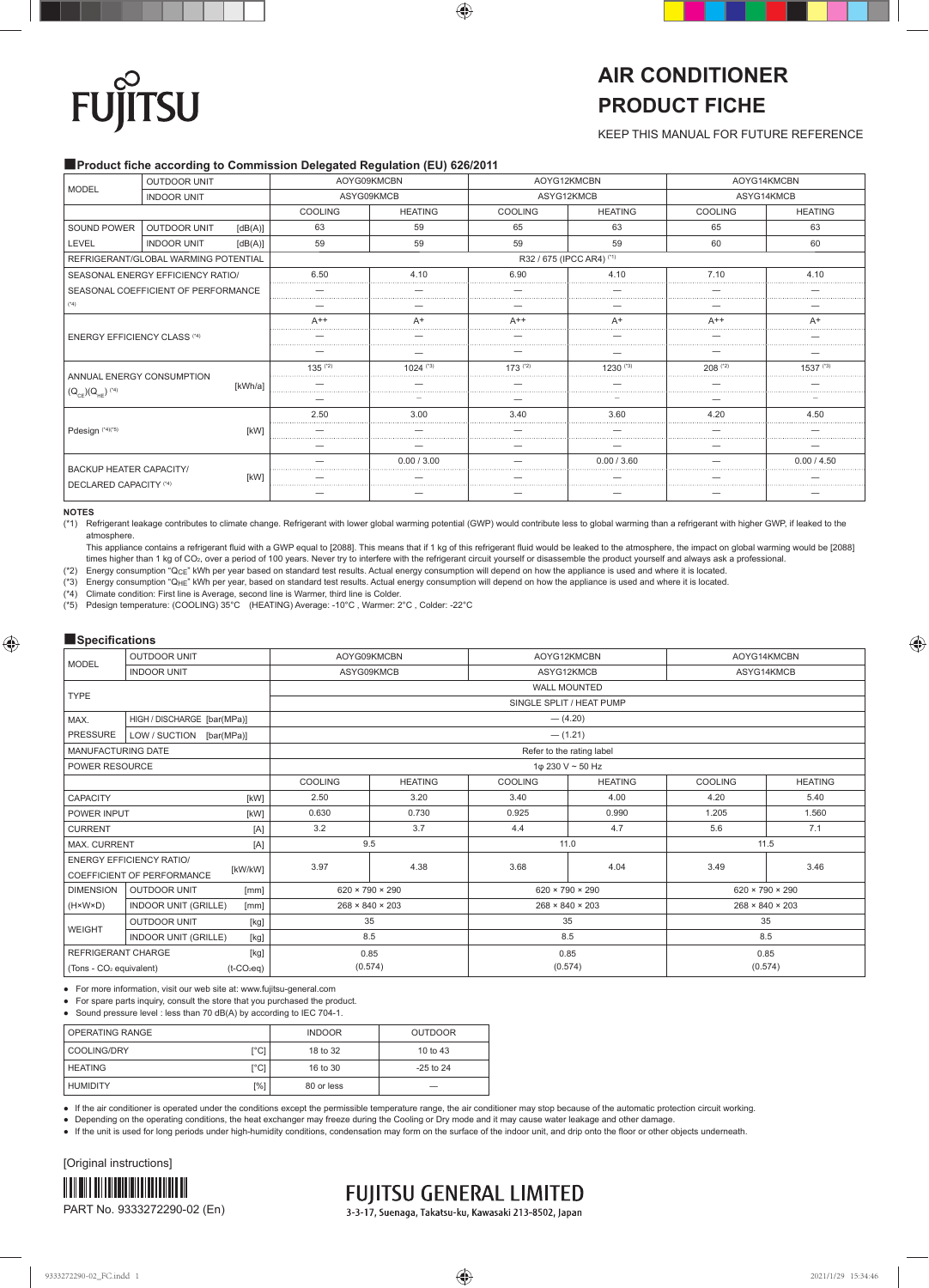FUJITSU

# AIR CONDITIONER PRODUCT FICHE

KEEP THIS MANUAL FOR FUTURE REFERENCE

## Product fiche according to Commission Delegated Regulation (EU) 626/2011

| MODEL | OUTDOOR UNIT | | AOYG09KMCBN | | AOYG12KMCBN | | AOYG14KMCBN | |
|---|---|---|---|---|---|---|---|---|
| | INDOOR UNIT | | ASYG09KMCB | | ASYG12KMCB | | ASYG14KMCB | |
| | | | COOLING | HEATING | COOLING | HEATING | COOLING | HEATING |
| SOUND POWER LEVEL | OUTDOOR UNIT | [dB(A)] | 63 | 59 | 65 | 63 | 65 | 63 |
| | INDOOR UNIT | [dB(A)] | 59 | 59 | 59 | 59 | 60 | 60 |
| REFRIGERANT/GLOBAL WARMING POTENTIAL | | | R32 / 675 (IPCC AR4) (*1) | | | | | |
| SEASONAL ENERGY EFFICIENCY RATIO/ SEASONAL COEFFICIENT OF PERFORMANCE (*4) | | | 6.50 | 4.10 | 6.90 | 4.10 | 7.10 | 4.10 |
| | | | — | — | — | — | — | — |
| | | | — | — | — | — | — | — |
| ENERGY EFFICIENCY CLASS (*4) | | | A++ | A+ | A++ | A+ | A++ | A+ |
| | | | — | — | — | — | — | — |
| | | | — | — | — | — | — | — |
| ANNUAL ENERGY CONSUMPTION $(Q_{CE})(Q_{HE})$ (*4) | | [kWh/a] | 135 (*2) | 1024 (*3) | 173 (*2) | 1230 (*3) | 208 (*2) | 1537 (*3) |
| | | | — | — | — | — | — | — |
| | | | — | — | — | — | — | — |
| Pdesign (*4)(*5) | | [kW] | 2.50 | 3.00 | 3.40 | 3.60 | 4.20 | 4.50 |
| | | | — | — | — | — | — | — |
| | | | — | — | — | — | — | — |
| BACKUP HEATER CAPACITY/ DECLARED CAPACITY (*4) | | [kW] | — | 0.00 / 3.00 | — | 0.00 / 3.60 | — | 0.00 / 4.50 |
| | | | — | — | — | — | — | — |
| | | | — | — | — | — | — | — |

**NOTES**

(*1) Refrigerant leakage contributes to climate change. Refrigerant with lower global warming potential (GWP) would contribute less to global warming than a refrigerant with higher GWP, if leaked to the atmosphere.
This appliance contains a refrigerant fluid with a GWP equal to [2088]. This means that if 1 kg of this refrigerant fluid would be leaked to the atmosphere, the impact on global warming would be [2088] times higher than 1 kg of $CO_2$, over a period of 100 years. Never try to interfere with the refrigerant circuit yourself or disassemble the product yourself and always ask a professional.

(*2) Energy consumption "$Q_{CE}$" kWh per year based on standard test results. Actual energy consumption will depend on how the appliance is used and where it is located.

(*3) Energy consumption "$Q_{HE}$" kWh per year, based on standard test results. Actual energy consumption will depend on how the appliance is used and where it is located.

(*4) Climate condition: First line is Average, second line is Warmer, third line is Colder.

(*5) Pdesign temperature: (COOLING) 35°C (HEATING) Average: -10°C , Warmer: 2°C , Colder: -22°C

## Specifications

| MODEL | OUTDOOR UNIT | | AOYG09KMCBN | | AOYG12KMCBN | | AOYG14KMCBN | |
|---|---|---|---|---|---|---|---|---|
| | INDOOR UNIT | | ASYG09KMCB | | ASYG12KMCB | | ASYG14KMCB | |
| TYPE | | | WALL MOUNTED | | | | | |
| | | | SINGLE SPLIT / HEAT PUMP | | | | | |
| MAX. PRESSURE | HIGH / DISCHARGE | [bar(MPa)] | — (4.20) | | | | | |
| | LOW / SUCTION | [bar(MPa)] | — (1.21) | | | | | |
| MANUFACTURING DATE | | | Refer to the rating label | | | | | |
| POWER RESOURCE | | | 1φ 230 V ~ 50 Hz | | | | | |
| | | | COOLING | HEATING | COOLING | HEATING | COOLING | HEATING |
| CAPACITY | | [kW] | 2.50 | 3.20 | 3.40 | 4.00 | 4.20 | 5.40 |
| POWER INPUT | | [kW] | 0.630 | 0.730 | 0.925 | 0.990 | 1.205 | 1.560 |
| CURRENT | | [A] | 3.2 | 3.7 | 4.4 | 4.7 | 5.6 | 7.1 |
| MAX. CURRENT | | [A] | 9.5 | | 11.0 | | 11.5 | |
| ENERGY EFFICIENCY RATIO/ COEFFICIENT OF PERFORMANCE | | [kW/kW] | 3.97 | 4.38 | 3.68 | 4.04 | 3.49 | 3.46 |
| DIMENSION (H×W×D) | OUTDOOR UNIT | [mm] | 620 × 790 × 290 | | 620 × 790 × 290 | | 620 × 790 × 290 | |
| | INDOOR UNIT (GRILLE) | [mm] | 268 × 840 × 203 | | 268 × 840 × 203 | | 268 × 840 × 203 | |
| WEIGHT | OUTDOOR UNIT | [kg] | 35 | | 35 | | 35 | |
| | INDOOR UNIT (GRILLE) | [kg] | 8.5 | | 8.5 | | 8.5 | |
| REFRIGERANT CHARGE (Tons - $CO_2$ equivalent) | | [kg] ($t\text{-}CO_2eq$) | 0.85 (0.574) | | 0.85 (0.574) | | 0.85 (0.574) | |

- For more information, visit our web site at: www.fujitsu-general.com
- For spare parts inquiry, consult the store that you purchased the product.
- Sound pressure level : less than 70 dB(A) by according to IEC 704-1.

| OPERATING RANGE | | INDOOR | OUTDOOR |
|---|---|---|---|
| COOLING/DRY | [°C] | 18 to 32 | 10 to 43 |
| HEATING | [°C] | 16 to 30 | -25 to 24 |
| HUMIDITY | [%] | 80 or less | — |

- If the air conditioner is operated under the conditions except the permissible temperature range, the air conditioner may stop because of the automatic protection circuit working.
- Depending on the operating conditions, the heat exchanger may freeze during the Cooling or Dry mode and it may cause water leakage and other damage.
- If the unit is used for long periods under high-humidity conditions, condensation may form on the surface of the indoor unit, and drip onto the floor or other objects underneath.

[Original instructions]

PART No. 9333272290-02 (En)

FUJITSU GENERAL LIMITED
3-3-17, Suenaga, Takatsu-ku, Kawasaki 213-8502, Japan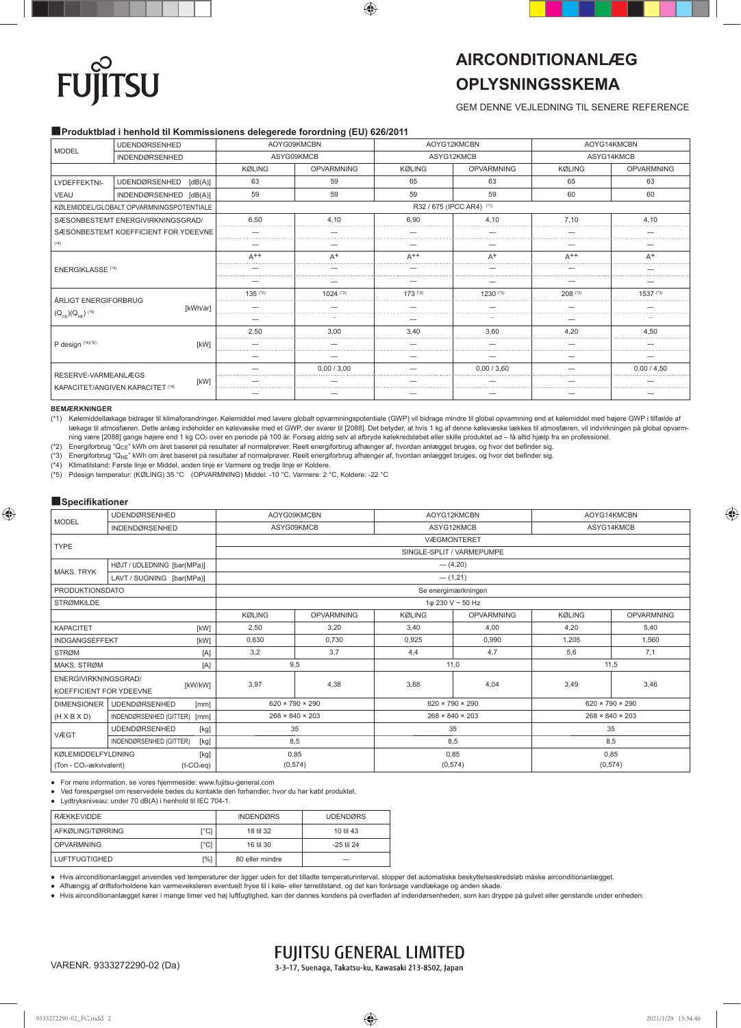FUJITSU

# AIRCONDITIONANLÆG OPLYSNINGSSKEMA

GEM DENNE VEJLEDNING TIL SENERE REFERENCE

## Produktblad i henhold til Kommissionens delegerede forordning (EU) 626/2011

| MODEL | | AOYG09KMCBN | | AOYG12KMCBN | | AOYG14KMCBN | |
|---|---|---|---|---|---|---|---|
| MODEL | INDENDØRSENHED | ASYG09KMCB | | ASYG12KMCB | | ASYG14KMCB | |
| | | KØLING | OPVARMNING | KØLING | OPVARMNING | KØLING | OPVARMNING |
| LYDEFFEKTNIVEAU | UDENDØRSENHED [dB(A)] | 63 | 59 | 65 | 63 | 65 | 63 |
| | INDENDØRSENHED [dB(A)] | 59 | 59 | 59 | 59 | 60 | 60 |
| KØLEMIDDEL/GLOBALT OPVARMNINGSPOTENTIALE | | R32 / 675 (IPCC AR4) (*1) | | | | | |
| SÆSONBESTEMT ENERGIVIRKNINGSGRAD/ SÆSONBESTEMT KOEFFICIENT FOR YDEEVNE (*4) | | 6,50 | 4,10 | 6,90 | 4,10 | 7,10 | 4,10 |
| | | — | — | — | — | — | — |
| | | — | — | — | — | — | — |
| ENERGIKLASSE (*4) | | A++ | A+ | A++ | A+ | A++ | A+ |
| | | — | — | — | — | — | — |
| | | — | — | — | — | — | — |
| ÅRLIGT ENERGIFORBRUG ($Q_{CE}$)($Q_{HE}$) (*4) | [kWh/år] | 135 (*2) | 1024 (*3) | 173 (*2) | 1230 (*3) | 208 (*2) | 1537 (*3) |
| | | — | — | — | — | — | — |
| | | — | — | — | — | — | — |
| P design (*4)(*5) | [kW] | 2,50 | 3,00 | 3,40 | 3,60 | 4,20 | 4,50 |
| | | — | — | — | — | — | — |
| | | — | — | — | — | — | — |
| RESERVE-VARMEANLÆGS KAPACITET/ANGIVEN KAPACITET (*4) | [kW] | — | 0,00 / 3,00 | — | 0,00 / 3,60 | — | 0,00 / 4,50 |
| | | — | — | — | — | — | — |
| | | — | — | — | — | — | — |

**BEMÆRKNINGER**

(*1) Kølemiddellækage bidrager til klimaforandringer. Kølemiddel med lavere globalt opvarmningspotentiale (GWP) vil bidrage mindre til global opvarmning end et kølemiddel med højere GWP i tilfælde af lækage til atmosfæren. Dette anlæg indeholder en kølevæske med et GWP, der svarer til [2088]. Det betyder, at hvis 1 kg af denne kølevæske lækkes til atmosfæren, vil indvirkningen på global opvarmning være [2088] gange højere end 1 kg $CO_2$ over en periode på 100 år. Forsøg aldrig selv at afbryde kølekredsløbet eller skille produktet ad – få altid hjælp fra en professionel.

(*2) Energiforbrug "$Q_{CE}$" kWh om året baseret på resultater af normalprøver. Reelt energiforbrug afhænger af, hvordan anlægget bruges, og hvor det befinder sig.

(*3) Energiforbrug "$Q_{HE}$" kWh om året baseret på resultater af normalprøver. Reelt energiforbrug afhænger af, hvordan anlægget bruges, og hvor det befinder sig.

(*4) Klimatilstand: Første linje er Middel, anden linje er Varmere og tredje linje er Koldere.

(*5) Pdesign temperatur: (KØLING) 35 °C (OPVARMNING) Middel: -10 °C, Varmere: 2 °C, Koldere: -22 °C

## Specifikationer

| MODEL | UDENDØRSENHED | AOYG09KMCBN | | AOYG12KMCBN | | AOYG14KMCBN | |
|---|---|---|---|---|---|---|---|
| MODEL | INDENDØRSENHED | ASYG09KMCB | | ASYG12KMCB | | ASYG14KMCB | |
| TYPE | | VÆGMONTERET | | | | | |
| | | SINGLE-SPLIT / VARMEPUMPE | | | | | |
| MAKS. TRYK | HØJT / UDLEDNING [bar(MPa)] | — (4,20) | | | | | |
| | LAVT / SUGNING [bar(MPa)] | — (1,21) | | | | | |
| PRODUKTIONSDATO | | Se energimærkningen | | | | | |
| STRØMKILDE | | 1φ 230 V ~ 50 Hz | | | | | |
| | | KØLING | OPVARMNING | KØLING | OPVARMNING | KØLING | OPVARMNING |
| KAPACITET | [kW] | 2,50 | 3,20 | 3,40 | 4,00 | 4,20 | 5,40 |
| INDGANGSEFFEKT | [kW] | 0,630 | 0,730 | 0,925 | 0,990 | 1,205 | 1,560 |
| STRØM | [A] | 3,2 | 3,7 | 4,4 | 4,7 | 5,6 | 7,1 |
| MAKS. STRØM | [A] | 9,5 | | 11,0 | | 11,5 | |
| ENERGIVIRKNINGSGRAD/ KOEFFICIENT FOR YDEEVNE | [kW/kW] | 3,97 | 4,38 | 3,68 | 4,04 | 3,49 | 3,46 |
| DIMENSIONER (H X B X D) | UDENDØRSENHED [mm] | 620 × 790 × 290 | | 620 × 790 × 290 | | 620 × 790 × 290 | |
| | INDENDØRSENHED (GITTER) [mm] | 268 × 840 × 203 | | 268 × 840 × 203 | | 268 × 840 × 203 | |
| VÆGT | UDENDØRSENHED [kg] | 35 | | 35 | | 35 | |
| | INDENDØRSENHED (GITTER) [kg] | 8,5 | | 8,5 | | 8,5 | |
| KØLEMIDDELFYLDNING (Ton - $CO_2$-ækvivalent) | [kg] ($t\text{-}CO_2eq$) | 0,85 (0,574) | | 0,85 (0,574) | | 0,85 (0,574) | |

- For mere information, se vores hjemmeside: www.fujitsu-general.com
- Ved forespørgsel om reservedele bedes du kontakte den forhandler, hvor du har købt produktet.
- Lydtryksniveau: under 70 dB(A) i henhold til IEC 704-1.

| RÆKKEVIDDE | | INDENDØRS | UDENDØRS |
|---|---|---|---|
| AFKØLING/TØRRING | [°C] | 18 til 32 | 10 til 43 |
| OPVARMNING | [°C] | 16 til 30 | -25 til 24 |
| LUFTFUGTIGHED | [%] | 80 eller mindre | — |

- Hvis airconditionanlægget anvendes ved temperaturer der ligger uden for det tilladte temperaturinterval, stopper det automatiske beskyttelseskredsløb måske airconditionanlægget.
- Afhængig af driftsforholdene kan varmeveksleren eventuelt fryse til i køle- eller tørretilstand, og det kan forårsage vandlækage og anden skade.
- Hvis airconditionanlægget kører i mange timer ved høj luftfugtighed, kan der dannes kondens på overfladen af indendørsenheden, som kan dryppe på gulvet eller genstande under enheden.

VARENR. 9333272290-02 (Da)

FUJITSU GENERAL LIMITED
3-3-17, Suenaga, Takatsu-ku, Kawasaki 213-8502, Japan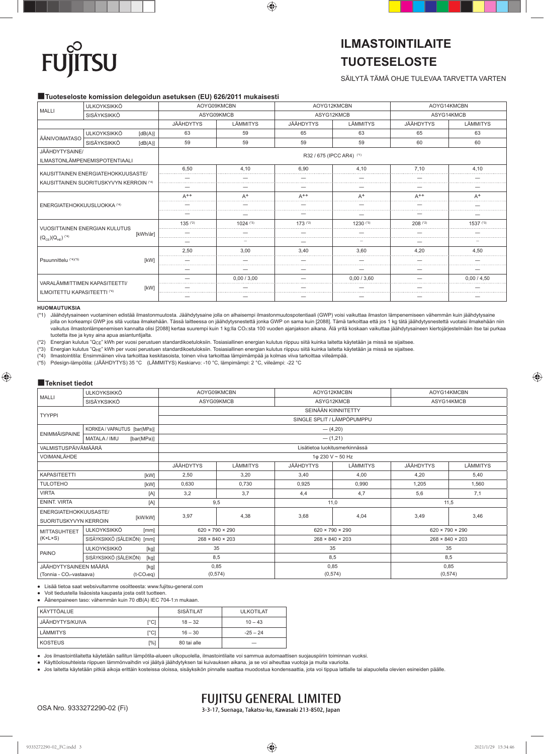FUJITSU

# ILMASTOINTILAITE TUOTESELOSTE

SÄILYTÄ TÄMÄ OHJE TULEVAA TARVETTA VARTEN

## Tuoteseloste komission delegoidun asetuksen (EU) 626/2011 mukaisesti

| MALLI | | AOYG09KMCBN | | AOYG12KMCBN | | AOYG14KMCBN | |
|---|---|---|---|---|---|---|---|
| | ULKOYKSIKKÖ | AOYG09KMCBN | | AOYG12KMCBN | | AOYG14KMCBN | |
| | SISÄYKSIKKÖ | ASYG09KMCB | | ASYG12KMCB | | ASYG14KMCB | |
| | | JÄÄHDYTYS | LÄMMITYS | JÄÄHDYTYS | LÄMMITYS | JÄÄHDYTYS | LÄMMITYS |
| ÄÄNIVOIMATASO | ULKOYKSIKKÖ [dB(A)] | 63 | 59 | 65 | 63 | 65 | 63 |
| | SISÄYKSIKKÖ [dB(A)] | 59 | 59 | 59 | 59 | 60 | 60 |
| JÄÄHDYTYSAINE/ ILMASTONLÄMPENEMISPOTENTIAALI | | R32 / 675 (IPCC AR4) (*1) | | | | | |
| KAUSITTAINEN ENERGIATEHOKKUUSASTE/ KAUSITTAINEN SUORITUSKYVYN KERROIN (*4) | | 6,50 | 4,10 | 6,90 | 4,10 | 7,10 | 4,10 |
| | | — | — | — | — | — | — |
| | | — | — | — | — | — | — |
| ENERGIATEHOKKUUSLUOKKA (*4) | | A++ | A+ | A++ | A+ | A++ | A+ |
| | | — | — | — | — | — | — |
| | | — | — | — | — | — | — |
| VUOSITTAINEN ENERGIAN KULUTUS ($Q_{CE}$)($Q_{HE}$) (*4) [kWh/år] | | 135 (*2) | 1024 (*3) | 173 (*2) | 1230 (*3) | 208 (*2) | 1537 (*3) |
| | | — | — | — | — | — | — |
| | | — | — | — | — | — | — |
| Psuunnittelu (*4)(*5) [kW] | | 2,50 | 3,00 | 3,40 | 3,60 | 4,20 | 4,50 |
| | | — | — | — | — | — | — |
| | | — | — | — | — | — | — |
| VARALÄMMITTIMEN KAPASITEETTI/ ILMOITETTU KAPASITEETTI (*4) [kW] | | — | 0,00 / 3,00 | — | 0,00 / 3,60 | — | 0,00 / 4,50 |
| | | — | — | — | — | — | — |
| | | — | — | — | — | — | — |

**HUOMAUTUKSIA**

(*1) Jäähdytysaineen vuotaminen edistää ilmastonmuutosta. Jäähdytysaine jolla on alhaisempi ilmastonmuutospotentiaali (GWP) voisi vaikuttaa ilmaston lämpenemiseen vähemmän kuin jäähdytysaine jolla on korkeampi GWP jos sitä vuotaa ilmakehään. Tässä laitteessa on jäähdytysnestettä jonka GWP on sama kuin [2088]. Tämä tarkoittaa että jos 1 kg tätä jäähdytysnestettä vuotaisi ilmakehään niin vaikutus ilmastonlämpenemisen kannalta olisi [2088] kertaa suurempi kuin 1 kg:lla $CO_2$:sta 100 vuoden ajanjakson aikana. Älä yritä koskaan vaikuttaa jäähdytysaineen kiertojärjestelmään itse tai purkaa tuotetta itse ja kysy aina apua asiantuntijalta.

(*2) Energian kulutus "$Q_{CE}$" kWh per vuosi perustuen standardikoetuloksiin. Tosiasiallinen energian kulutus riippuu siitä kuinka laitetta käytetään ja missä se sijaitsee.

(*3) Energian kulutus "$Q_{HE}$" kWh per vuosi perustuen standardikoetuloksiin. Tosiasiallinen energian kulutus riippuu siitä kuinka laitetta käytetään ja missä se sijaitsee.

(*4) Ilmastointitila: Ensimmäinen viiva tarkoittaa keskitasoista, toinen viiva tarkoittaa lämpimämpää ja kolmas viiva tarkoittaa viileämpää.

(*5) Pdesign-lämpötila: (JÄÄHDYTYS) 35 °C (LÄMMITYS) Keskiarvo: -10 °C, lämpimämpi: 2 °C, viileämpi: -22 °C

## Tekniset tiedot

| MALLI | | AOYG09KMCBN | | AOYG12KMCBN | | AOYG14KMCBN | |
|---|---|---|---|---|---|---|---|
| | ULKOYKSIKKÖ | AOYG09KMCBN | | AOYG12KMCBN | | AOYG14KMCBN | |
| | SISÄYKSIKKÖ | ASYG09KMCB | | ASYG12KMCB | | ASYG14KMCB | |
| TYYPPI | | SEINÄÄN KIINNITETTY | | | | | |
| | | SINGLE SPLIT / LÄMPÖPUMPPU | | | | | |
| ENIMMÄISPAINE | KORKEA / VAPAUTUS [bar(MPa)] | — (4,20) | | | | | |
| | MATALA / IMU [bar(MPa)] | — (1,21) | | | | | |
| VALMISTUSPÄIVÄMÄÄRÄ | | Lisätietoa luokitusmerkinnässä | | | | | |
| VOIMANLÄHDE | | 1φ 230 V ~ 50 Hz | | | | | |
| | | JÄÄHDYTYS | LÄMMITYS | JÄÄHDYTYS | LÄMMITYS | JÄÄHDYTYS | LÄMMITYS |
| KAPASITEETTI [kW] | | 2,50 | 3,20 | 3,40 | 4,00 | 4,20 | 5,40 |
| TULOTEHO [kW] | | 0,630 | 0,730 | 0,925 | 0,990 | 1,205 | 1,560 |
| VIRTA [A] | | 3,2 | 3,7 | 4,4 | 4,7 | 5,6 | 7,1 |
| ENINT. VIRTA [A] | | 9,5 | | 11,0 | | 11,5 | |
| ENERGIATEHOKKUUSASTE/ SUORITUSKYVYN KERROIN [kW/kW] | | 3,97 | 4,38 | 3,68 | 4,04 | 3,49 | 3,46 |
| MITTASUHTEET (K×L×S) | ULKOYKSIKKÖ [mm] | 620 × 790 × 290 | | 620 × 790 × 290 | | 620 × 790 × 290 | |
| | SISÄYKSIKKÖ (SÄLEIKÖN) [mm] | 268 × 840 × 203 | | 268 × 840 × 203 | | 268 × 840 × 203 | |
| PAINO | ULKOYKSIKKÖ [kg] | 35 | | 35 | | 35 | |
| | SISÄYKSIKKÖ (SÄLEIKÖN) [kg] | 8,5 | | 8,5 | | 8,5 | |
| JÄÄHDYTYSAINEEN MÄÄRÄ [kg] (Tonnia - $CO_2$-vastaava) [t-$CO_2$eq] | | 0,85 (0,574) | | 0,85 (0,574) | | 0,85 (0,574) | |

- Lisää tietoa saat websivultamme osoitteesta: www.fujitsu-general.com
- Voit tiedustella lisäosista kaupasta josta ostit tuotteen.
- Äänenpaineen taso: vähemmän kuin 70 dB(A) IEC 704-1:n mukaan.

| KÄYTTÖALUE | | SISÄTILAT | ULKOTILAT |
|---|---|---|---|
| JÄÄHDYTYS/KUIVA | [°C] | 18 – 32 | 10 – 43 |
| LÄMMITYS | [°C] | 16 – 30 | -25 – 24 |
| KOSTEUS | [%] | 80 tai alle | — |

- Jos ilmastointilaitetta käytetään sallitun lämpötila-alueen ulkopuolella, ilmastointilaite voi sammua automaattisen suojauspiirin toiminnan vuoksi.
- Käyttöolosuhteista riippuen lämmönvaihdin voi jäätyä jäähdytyksen tai kuivauksen aikana, ja se voi aiheuttaa vuotoja ja muita vaurioita.
- Jos laitetta käytetään pitkiä aikoja erittäin kosteissa oloissa, sisäyksikön pinnalle saattaa muodostua kondensaattia, jota voi tippua lattialle tai alapuolella olevien esineiden päälle.

OSA Nro. 9333272290-02 (Fi)

**FUJITSU GENERAL LIMITED**
3-3-17, Suenaga, Takatsu-ku, Kawasaki 213-8502, Japan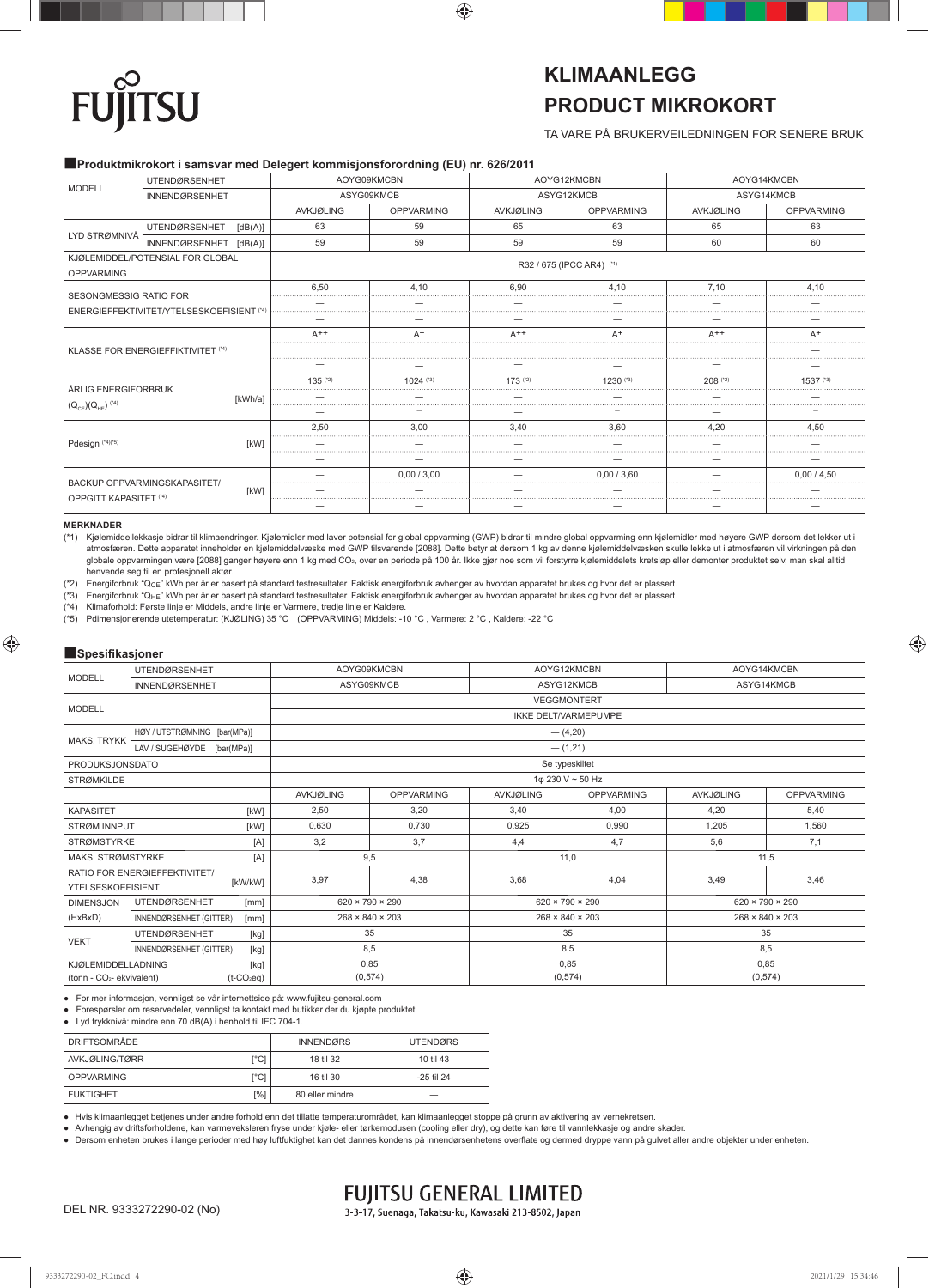FUJITSU

# KLIMAANLEGG
# PRODUCT MIKROKORT

TA VARE PÅ BRUKERVEILEDNINGEN FOR SENERE BRUK

## Produktmikrokort i samsvar med Delegert kommisjonsforordning (EU) nr. 626/2011

| MODELL | UTENDØRSENHET | AOYG09KMCBN | | AOYG12KMCBN | | AOYG14KMCBN | |
|---|---|---|---|---|---|---|---|
| | INNENDØRSENHET | ASYG09KMCB | | ASYG12KMCB | | ASYG14KMCB | |
| | | AVKJØLING | OPPVARMING | AVKJØLING | OPPVARMING | AVKJØLING | OPPVARMING |
| LYD STRØMNIVÅ | UTENDØRSENHET [dB(A)] | 63 | 59 | 65 | 63 | 65 | 63 |
| | INNENDØRSENHET [dB(A)] | 59 | 59 | 59 | 59 | 60 | 60 |
| KJØLEMIDDEL/POTENSIAL FOR GLOBAL OPPVARMING | | R32 / 675 (IPCC AR4) (*1) | | | | | |
| SESONGMESSIG RATIO FOR ENERGIEFFEKTIVITET/YTELSESKOEFISIENT (*4) | | 6,50 | 4,10 | 6,90 | 4,10 | 7,10 | 4,10 |
| | | — | — | — | — | — | — |
| | | — | — | — | — | — | — |
| KLASSE FOR ENERGIEFFIKTIVITET (*4) | | $A^{++}$ | $A^{+}$ | $A^{++}$ | $A^{+}$ | $A^{++}$ | $A^{+}$ |
| | | — | — | — | — | — | — |
| | | — | — | — | — | — | — |
| ÅRLIG ENERGIFORBRUK ($Q_{CE}$)($Q_{HE}$) (*4) | [kWh/a] | 135 (*2) | 1024 (*3) | 173 (*2) | 1230 (*3) | 208 (*2) | 1537 (*3) |
| | | — | — | — | — | — | — |
| | | — | — | — | — | — | — |
| Pdesign (*4)(*5) | [kW] | 2,50 | 3,00 | 3,40 | 3,60 | 4,20 | 4,50 |
| | | — | — | — | — | — | — |
| | | — | — | — | — | — | — |
| BACKUP OPPVARMINGSKAPASITET/ OPPGITT KAPASITET (*4) | [kW] | — | 0,00 / 3,00 | — | 0,00 / 3,60 | — | 0,00 / 4,50 |
| | | — | — | — | — | — | — |
| | | — | — | — | — | — | — |

**MERKNADER**

(*1) Kjølemiddellekkasje bidrar til klimaendringer. Kjølemidler med laver potensial for global oppvarming (GWP) bidrar til mindre global oppvarming enn kjølemidler med høyere GWP dersom det lekker ut i atmosfæren. Dette apparatet inneholder en kjølemiddelvæske med GWP tilsvarende [2088]. Dette betyr at dersom 1 kg av denne kjølemiddelvæsken skulle lekke ut i atmosfæren vil virkningen på den globale oppvarmingen være [2088] ganger høyere enn 1 kg med $CO_2$, over en periode på 100 år. Ikke gjør noe som vil forstyrre kjølemiddelets kretsløp eller demonter produktet selv, man skal alltid henvende seg til en profesjonell aktør.

(*2) Energiforbruk "$Q_{CE}$" kWh per år er basert på standard testresultater. Faktisk energiforbruk avhenger av hvordan apparatet brukes og hvor det er plassert.

(*3) Energiforbruk "$Q_{HE}$" kWh per år er basert på standard testresultater. Faktisk energiforbruk avhenger av hvordan apparatet brukes og hvor det er plassert.

(*4) Klimaforhold: Første linje er Middels, andre linje er Varmere, tredje linje er Kaldere.

(*5) Pdimensjonerende utetemperatur: (KJØLING) 35 °C (OPPVARMING) Middels: -10 °C , Varmere: 2 °C , Kaldere: -22 °C

## Spesifikasjoner

| MODELL | UTENDØRSENHET | AOYG09KMCBN | | AOYG12KMCBN | | AOYG14KMCBN | |
|---|---|---|---|---|---|---|---|
| | INNENDØRSENHET | ASYG09KMCB | | ASYG12KMCB | | ASYG14KMCB | |
| MODELL | | VEGGMONTERT | | | | | |
| | | IKKE DELT/VARMEPUMPE | | | | | |
| MAKS. TRYKK | HØY / UTSTRØMNING [bar(MPa)] | — (4,20) | | | | | |
| | LAV / SUGEHØYDE [bar(MPa)] | — (1,21) | | | | | |
| PRODUKSJONSDATO | | Se typeskiltet | | | | | |
| STRØMKILDE | | 1φ 230 V ~ 50 Hz | | | | | |
| | | AVKJØLING | OPPVARMING | AVKJØLING | OPPVARMING | AVKJØLING | OPPVARMING |
| KAPASITET | [kW] | 2,50 | 3,20 | 3,40 | 4,00 | 4,20 | 5,40 |
| STRØM INNPUT | [kW] | 0,630 | 0,730 | 0,925 | 0,990 | 1,205 | 1,560 |
| STRØMSTYRKE | [A] | 3,2 | 3,7 | 4,4 | 4,7 | 5,6 | 7,1 |
| MAKS. STRØMSTYRKE | [A] | 9,5 | | 11,0 | | 11,5 | |
| RATIO FOR ENERGIEFFEKTIVITET/ YTELSESKOEFISIENT | [kW/kW] | 3,97 | 4,38 | 3,68 | 4,04 | 3,49 | 3,46 |
| DIMENSJON (HxBxD) | UTENDØRSENHET [mm] | 620 × 790 × 290 | | 620 × 790 × 290 | | 620 × 790 × 290 | |
| | INNENDØRSENHET (GITTER) [mm] | 268 × 840 × 203 | | 268 × 840 × 203 | | 268 × 840 × 203 | |
| VEKT | UTENDØRSENHET [kg] | 35 | | 35 | | 35 | |
| | INNENDØRSENHET (GITTER) [kg] | 8,5 | | 8,5 | | 8,5 | |
| KJØLEMIDDELLADNING (tonn - $CO_2$- ekvivalent) | [kg] ($t\text{-}CO_2eq$) | 0,85 (0,574) | | 0,85 (0,574) | | 0,85 (0,574) | |

- For mer informasjon, vennligst se vår internettside på: www.fujitsu-general.com
- Forespørsler om reservedeler, vennligst ta kontakt med butikker der du kjøpte produktet.
- Lyd trykknivå: mindre enn 70 dB(A) i henhold til IEC 704-1.

| DRIFTSOMRÅDE | | INNENDØRS | UTENDØRS |
|---|---|---|---|
| AVKJØLING/TØRR | [°C] | 18 til 32 | 10 til 43 |
| OPPVARMING | [°C] | 16 til 30 | -25 til 24 |
| FUKTIGHET | [%] | 80 eller mindre | — |

- Hvis klimaanlegget betjenes under andre forhold enn det tillatte temperaturområdet, kan klimaanlegget stoppe på grunn av aktivering av vernekretsen.
- Avhengig av driftsforholdene, kan varmeveksleren fryse under kjøle- eller tørkemodusen (cooling eller dry), og dette kan føre til vannlekkasje og andre skader.
- Dersom enheten brukes i lange perioder med høy luftfuktighet kan det dannes kondens på innendørsenhetens overflate og dermed dryppe vann på gulvet aller andre objekter under enheten.

DEL NR. 9333272290-02 (No)

**FUJITSU GENERAL LIMITED**
3-3-17, Suenaga, Takatsu-ku, Kawasaki 213-8502, Japan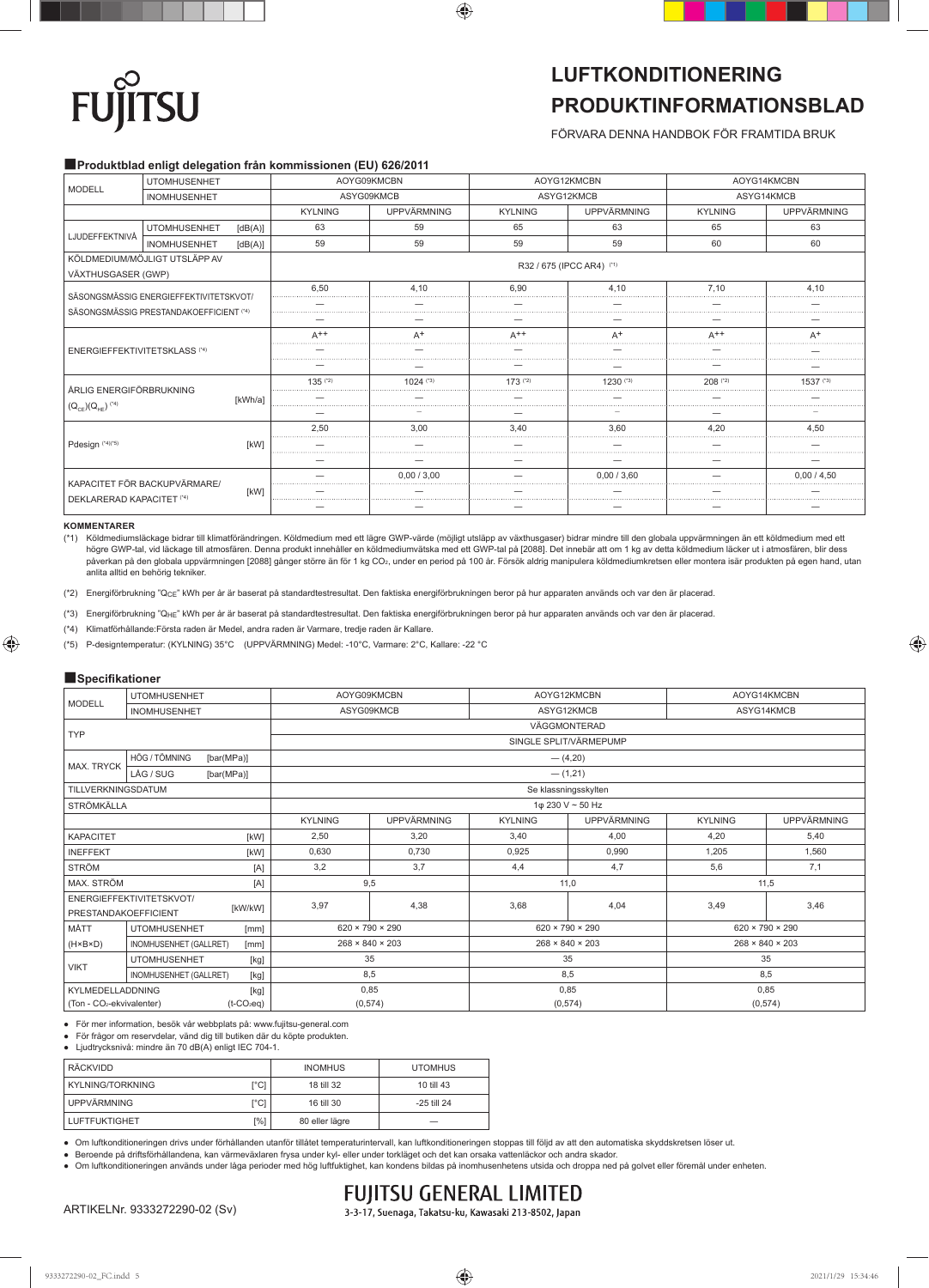**FUJITSU**

# LUFTKONDITIONERING PRODUKTINFORMATIONSBLAD

FÖRVARA DENNA HANDBOK FÖR FRAMTIDA BRUK

## Produktblad enligt delegation från kommissionen (EU) 626/2011

| MODELL | | | AOYG09KMCBN | | AOYG12KMCBN | | AOYG14KMCBN | |
|---|---|---|---|---|---|---|---|---|
| | | | ASYG09KMCB | | ASYG12KMCB | | ASYG14KMCB | |
| | UTOMHUSENHET / INOMHUSENHET | | KYLNING | UPPVÄRMNING | KYLNING | UPPVÄRMNING | KYLNING | UPPVÄRMNING |
| LJUDEFFEKTNIVÅ | UTOMHUSENHET | [dB(A)] | 63 | 59 | 65 | 63 | 65 | 63 |
| | INOMHUSENHET | [dB(A)] | 59 | 59 | 59 | 59 | 60 | 60 |
| KÖLDMEDIUM/MÖJLIGT UTSLÄPP AV VÄXTHUSGASER (GWP) | | | R32 / 675 (IPCC AR4) (*1) | | | | | |
| SÄSONGSMÄSSIG ENERGIEFFEKTIVITETSKVOT/ SÄSONGSMÄSSIG PRESTANDAKOEFFICIENT (*4) | | | 6,50 | 4,10 | 6,90 | 4,10 | 7,10 | 4,10 |
| | | | — | — | — | — | — | — |
| | | | — | — | — | — | — | — |
| ENERGIEFFEKTIVITETSKLASS (*4) | | | A++ | A+ | A++ | A+ | A++ | A+ |
| | | | — | — | — | — | — | — |
| | | | — | — | — | — | — | — |
| ÅRLIG ENERGIFÖRBRUKNING ($Q_{CE}$)($Q_{HE}$) (*4) | | [kWh/a] | 135 (*2) | 1024 (*3) | 173 (*2) | 1230 (*3) | 208 (*2) | 1537 (*3) |
| | | | — | — | — | — | — | — |
| | | | — | — | — | — | — | — |
| Pdesign (*4)(*5) | | [kW] | 2,50 | 3,00 | 3,40 | 3,60 | 4,20 | 4,50 |
| | | | — | — | — | — | — | — |
| | | | — | — | — | — | — | — |
| KAPACITET FÖR BACKUPVÄRMARE/ DEKLARERAD KAPACITET (*4) | | [kW] | — | 0,00 / 3,00 | — | 0,00 / 3,60 | — | 0,00 / 4,50 |
| | | | — | — | — | — | — | — |
| | | | — | — | — | — | — | — |

**KOMMENTARER**

(*1) Köldmediumsläckage bidrar till klimatförändringen. Köldmedium med ett lägre GWP-värde (möjligt utsläpp av växthusgaser) bidrar mindre till den globala uppvärmningen än ett köldmedium med ett högre GWP-tal, vid läckage till atmosfären. Denna produkt innehåller en köldmediumvätska med ett GWP-tal på [2088]. Det innebär att om 1 kg av detta köldmedium läcker ut i atmosfären, blir dess påverkan på den globala uppvärmningen [2088] gånger större än för 1 kg $CO_2$, under en period på 100 år. Försök aldrig manipulera köldmediumkretsen eller montera isär produkten på egen hand, utan anlita alltid en behörig tekniker.

(*2) Energiförbrukning "$Q_{CE}$" kWh per år är baserat på standardtestresultat. Den faktiska energiförbrukningen beror på hur apparaten används och var den är placerad.

(*3) Energiförbrukning "$Q_{HE}$" kWh per år är baserat på standardtestresultat. Den faktiska energiförbrukningen beror på hur apparaten används och var den är placerad.

(*4) Klimatförhållande:Första raden är Medel, andra raden är Varmare, tredje raden är Kallare.

(*5) P-designtemperatur: (KYLNING) 35°C (UPPVÄRMNING) Medel: -10°C, Varmare: 2°C, Kallare: -22 °C

## Specifikationer

| MODELL | | | AOYG09KMCBN | | AOYG12KMCBN | | AOYG14KMCBN | |
|---|---|---|---|---|---|---|---|---|
| | UTOMHUSENHET / INOMHUSENHET | | ASYG09KMCB | | ASYG12KMCB | | ASYG14KMCB | |
| TYP | | | VÄGGMONTERAD | | | | | |
| | | | SINGLE SPLIT/VÄRMEPUMP | | | | | |
| MAX. TRYCK | HÖG / TÖMNING | [bar(MPa)] | — (4,20) | | | | | |
| | LÅG / SUG | [bar(MPa)] | — (1,21) | | | | | |
| TILLVERKNINGSDATUM | | | Se klassningsskylten | | | | | |
| STRÖMKÄLLA | | | 1φ 230 V ~ 50 Hz | | | | | |
| | | | KYLNING | UPPVÄRMNING | KYLNING | UPPVÄRMNING | KYLNING | UPPVÄRMNING |
| KAPACITET | | [kW] | 2,50 | 3,20 | 3,40 | 4,00 | 4,20 | 5,40 |
| INEFFEKT | | [kW] | 0,630 | 0,730 | 0,925 | 0,990 | 1,205 | 1,560 |
| STRÖM | | [A] | 3,2 | 3,7 | 4,4 | 4,7 | 5,6 | 7,1 |
| MAX. STRÖM | | [A] | 9,5 | | 11,0 | | 11,5 | |
| ENERGIEFFEKTIVITETSKVOT/ PRESTANDAKOEFFICIENT | | [kW/kW] | 3,97 | 4,38 | 3,68 | 4,04 | 3,49 | 3,46 |
| MÅTT (H×B×D) | UTOMHUSENHET | [mm] | 620 × 790 × 290 | | 620 × 790 × 290 | | 620 × 790 × 290 | |
| | INOMHUSENHET (GALLRET) | [mm] | 268 × 840 × 203 | | 268 × 840 × 203 | | 268 × 840 × 203 | |
| VIKT | UTOMHUSENHET | [kg] | 35 | | 35 | | 35 | |
| | INOMHUSENHET (GALLRET) | [kg] | 8,5 | | 8,5 | | 8,5 | |
| KYLMEDELLADDNING (Ton - $CO_2$-ekvivalenter) | | [kg] ($t-CO_2eq$) | 0,85 (0,574) | | 0,85 (0,574) | | 0,85 (0,574) | |

- För mer information, besök vår webbplats på: www.fujitsu-general.com
- För frågor om reservdelar, vänd dig till butiken där du köpte produkten.
- Ljudtrycksnivå: mindre än 70 dB(A) enligt IEC 704-1.

| RÄCKVIDD | | INOMHUS | UTOMHUS |
|---|---|---|---|
| KYLNING/TORKNING | [°C] | 18 till 32 | 10 till 43 |
| UPPVÄRMNING | [°C] | 16 till 30 | -25 till 24 |
| LUFTFUKTIGHET | [%] | 80 eller lägre | — |

- Om luftkonditioneringen drivs under förhållanden utanför tillåtet temperaturintervall, kan luftkonditioneringen stoppas till följd av att den automatiska skyddskretsen löser ut.
- Beroende på driftsförhållandena, kan värmeväxlaren frysa under kyl- eller under torkläget och det kan orsaka vattenläckor och andra skador.
- Om luftkonditioneringen används under långa perioder med hög luftfuktighet, kan kondens bildas på inomhusenhetens utsida och droppa ned på golvet eller föremål under enheten.

ARTIKELNr. 9333272290-02 (Sv)

**FUJITSU GENERAL LIMITED**
3-3-17, Suenaga, Takatsu-ku, Kawasaki 213-8502, Japan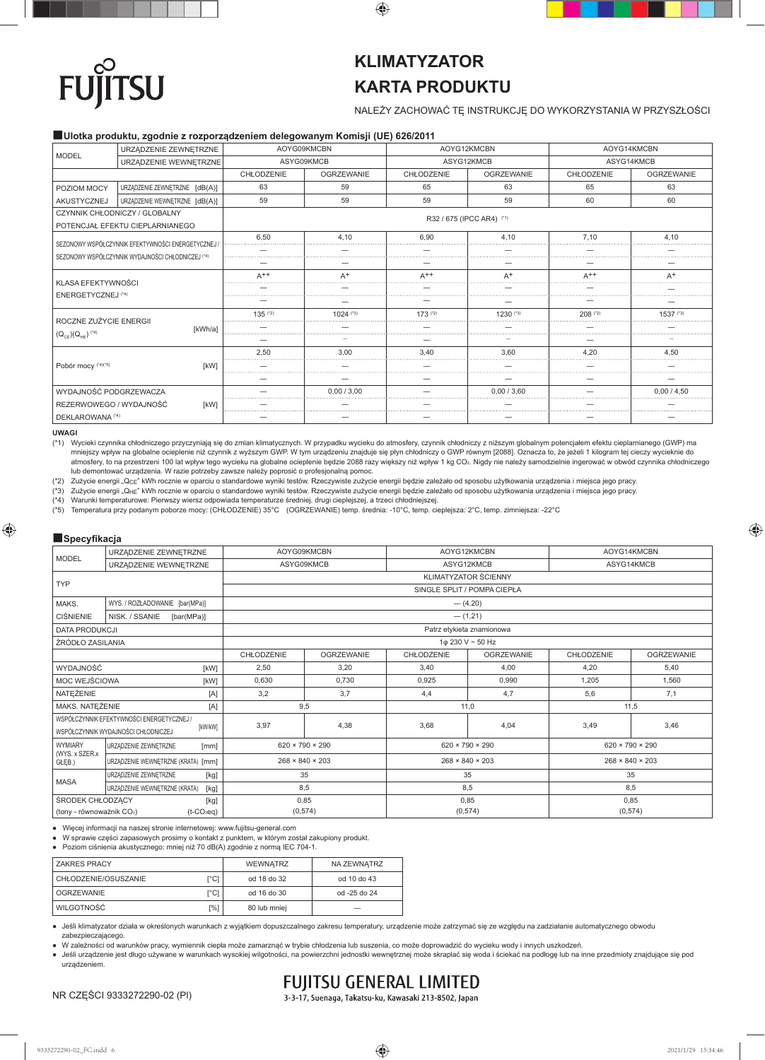FUJITSU

# KLIMATYZATOR
# KARTA PRODUKTU

NALEŻY ZACHOWAĆ TĘ INSTRUKCJĘ DO WYKORZYSTANIA W PRZYSZŁOŚCI

## Ulotka produktu, zgodnie z rozporządzeniem delegowanym Komisji (UE) 626/2011

| | | | | | | | |
|---|---|---|---|---|---|---|---|
| MODEL | URZĄDZENIE ZEWNĘTRZNE | AOYG09KMCBN | | AOYG12KMCBN | | AOYG14KMCBN | |
| | URZĄDZENIE WEWNĘTRZNE | ASYG09KMCB | | ASYG12KMCB | | ASYG14KMCB | |
| | | CHŁODZENIE | OGRZEWANIE | CHŁODZENIE | OGRZEWANIE | CHŁODZENIE | OGRZEWANIE |
| POZIOM MOCY AKUSTYCZNEJ | URZĄDZENIE ZEWNĘTRZNE [dB(A)] | 63 | 59 | 65 | 63 | 65 | 63 |
| | URZĄDZENIE WEWNĘTRZNE [dB(A)] | 59 | 59 | 59 | 59 | 60 | 60 |
| CZYNNIK CHŁODNICZY / GLOBALNY POTENCJAŁ EFEKTU CIEPLARNIANEGO | | R32 / 675 (IPCC AR4) (*1) | | | | | |
| SEZONOWY WSPÓŁCZYNNIK EFEKTYWNOŚCI ENERGETYCZNEJ / SEZONOWY WSPÓŁCZYNNIK WYDAJNOŚCI CHŁODNICZEJ (*4) | | 6,50 | 4,10 | 6,90 | 4,10 | 7,10 | 4,10 |
| | | — | — | — | — | — | — |
| | | — | — | — | — | — | — |
| KLASA EFEKTYWNOŚCI ENERGETYCZNEJ (*4) | | $A^{++}$ | $A^{+}$ | $A^{++}$ | $A^{+}$ | $A^{++}$ | $A^{+}$ |
| | | — | — | — | — | — | — |
| | | — | — | — | — | — | — |
| ROCZNE ZUŻYCIE ENERGII ($Q_{CE}$)($Q_{HE}$) (*4) | [kWh/a] | 135 (*2) | 1024 (*3) | 173 (*2) | 1230 (*3) | 208 (*2) | 1537 (*3) |
| | | — | — | — | — | — | — |
| | | — | — | — | — | — | — |
| Pobór mocy (*4)(*5) | [kW] | 2,50 | 3,00 | 3,40 | 3,60 | 4,20 | 4,50 |
| | | — | — | — | — | — | — |
| | | — | — | — | — | — | — |
| WYDAJNOŚĆ PODGRZEWACZA REZERWOWEGO / WYDAJNOŚĆ DEKLAROWANA (*4) | [kW] | — | 0,00 / 3,00 | — | 0,00 / 3,60 | — | 0,00 / 4,50 |
| | | — | — | — | — | — | — |
| | | — | — | — | — | — | — |

**UWAGI**

(*1) Wycieki czynnika chłodniczego przyczyniają się do zmian klimatycznych. W przypadku wycieku do atmosfery, czynnik chłodniczy z niższym globalnym potencjałem efektu cieplarnianego (GWP) ma mniejszy wpływ na globalne ocieplenie niż czynnik z wyższym GWP. W tym urządzeniu znajduje się płyn chłodniczy o GWP równym [2088]. Oznacza to, że jeżeli 1 kilogram tej cieczy wycieknie do atmosfery, to na przestrzeni 100 lat wpływ tego wycieku na globalne ocieplenie będzie 2088 razy większy niż wpływ 1 kg $CO_2$. Nigdy nie należy samodzielnie ingerować w obwód czynnika chłodniczego lub demontować urządzenia. W razie potrzeby zawsze należy poprosić o profesjonalną pomoc.

(*2) Zużycie energii „$Q_{CE}$" kWh rocznie w oparciu o standardowe wyniki testów. Rzeczywiste zużycie energii będzie zależało od sposobu użytkowania urządzenia i miejsca jego pracy.

(*3) Zużycie energii „$Q_{HE}$" kWh rocznie w oparciu o standardowe wyniki testów. Rzeczywiste zużycie energii będzie zależało od sposobu użytkowania urządzenia i miejsca jego pracy.

(*4) Warunki temperaturowe: Pierwszy wiersz odpowiada temperaturze średniej, drugi cieplejszej, a trzeci chłodniejszej.

(*5) Temperatura przy podanym poborze mocy: (CHŁODZENIE) 35°C (OGRZEWANIE) temp. średnia: -10°C, temp. cieplejsza: 2°C, temp. zimniejsza: -22°C

## Specyfikacja

| | | | | | | | |
|---|---|---|---|---|---|---|---|
| MODEL | URZĄDZENIE ZEWNĘTRZNE | AOYG09KMCBN | | AOYG12KMCBN | | AOYG14KMCBN | |
| | URZĄDZENIE WEWNĘTRZNE | ASYG09KMCB | | ASYG12KMCB | | ASYG14KMCB | |
| TYP | | KLIMATYZATOR ŚCIENNY | | | | | |
| | | SINGLE SPLIT / POMPA CIEPŁA | | | | | |
| MAKS. CIŚNIENIE | WYS. / ROZŁADOWANIE [bar(MPa)] | — (4,20) | | | | | |
| | NISK. / SSANIE [bar(MPa)] | — (1,21) | | | | | |
| DATA PRODUKCJI | | Patrz etykieta znamionowa | | | | | |
| ŹRÓDŁO ZASILANIA | | 1φ 230 V ~ 50 Hz | | | | | |
| | | CHŁODZENIE | OGRZEWANIE | CHŁODZENIE | OGRZEWANIE | CHŁODZENIE | OGRZEWANIE |
| WYDAJNOŚĆ | [kW] | 2,50 | 3,20 | 3,40 | 4,00 | 4,20 | 5,40 |
| MOC WEJŚCIOWA | [kW] | 0,630 | 0,730 | 0,925 | 0,990 | 1,205 | 1,560 |
| NATĘŻENIE | [A] | 3,2 | 3,7 | 4,4 | 4,7 | 5,6 | 7,1 |
| MAKS. NATĘŻENIE | [A] | 9,5 | | 11,0 | | 11,5 | |
| WSPÓŁCZYNNIK EFEKTYWNOŚCI ENERGETYCZNEJ / WSPÓŁCZYNNIK WYDAJNOŚCI CHŁODNICZEJ | [kW/kW] | 3,97 | 4,38 | 3,68 | 4,04 | 3,49 | 3,46 |
| WYMIARY (WYS. x SZER.x GŁĘB.) | URZĄDZENIE ZEWNĘTRZNE [mm] | 620 × 790 × 290 | | 620 × 790 × 290 | | 620 × 790 × 290 | |
| | URZĄDZENIE WEWNĘTRZNE (KRATA) [mm] | 268 × 840 × 203 | | 268 × 840 × 203 | | 268 × 840 × 203 | |
| MASA | URZĄDZENIE ZEWNĘTRZNE [kg] | 35 | | 35 | | 35 | |
| | URZĄDZENIE WEWNĘTRZNE (KRATA) [kg] | 8,5 | | 8,5 | | 8,5 | |
| ŚRODEK CHŁODZĄCY (tony - równoważnik $CO_2$) | [kg] ($t$-$CO_2eq$) | 0,85 (0,574) | | 0,85 (0,574) | | 0,85 (0,574) | |

- Więcej informacji na naszej stronie internetowej: www.fujitsu-general.com
- W sprawie części zapasowych prosimy o kontakt z punktem, w którym został zakupiony produkt.
- Poziom ciśnienia akustycznego: mniej niż 70 dB(A) zgodnie z normą IEC 704-1.

| ZAKRES PRACY | | WEWNĄTRZ | NA ZEWNĄTRZ |
|---|---|---|---|
| CHŁODZENIE/OSUSZANIE | [°C] | od 18 do 32 | od 10 do 43 |
| OGRZEWANIE | [°C] | od 16 do 30 | od -25 do 24 |
| WILGOTNOŚĆ | [%] | 80 lub mniej | — |

- Jeśli klimatyzator działa w określonych warunkach z wyjątkiem dopuszczalnego zakresu temperatury, urządzenie może zatrzymać się ze względu na zadziałanie automatycznego obwodu zabezpieczającego.
- W zależności od warunków pracy, wymiennik ciepła może zamarznąć w trybie chłodzenia lub suszenia, co może doprowadzić do wycieku wody i innych uszkodzeń.
- Jeśli urządzenie jest długo używane w warunkach wysokiej wilgotności, na powierzchni jednostki wewnętrznej może skraplać się woda i ściekać na podłogę lub na inne przedmioty znajdujące się pod urządzeniem.

NR CZĘŚCI 9333272290-02 (PI)

**FUJITSU GENERAL LIMITED**
3-3-17, Suenaga, Takatsu-ku, Kawasaki 213-8502, Japan